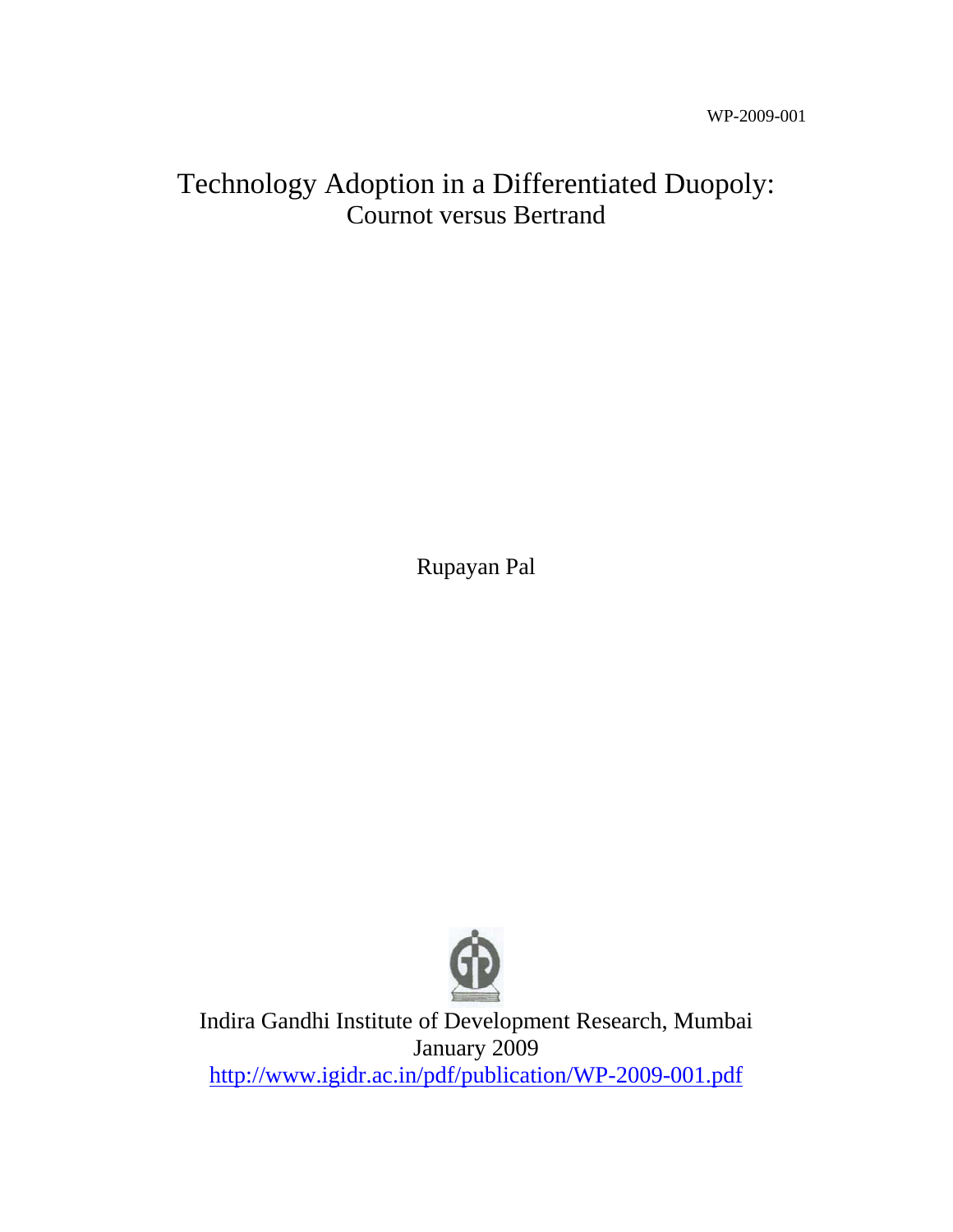WP-2009-001

# Technology Adoption in a Differentiated Duopoly:

## Cournot versus Bertrand

Rupayan Pal

Indira Gandhi Institute of Development Research, Mumbai

January 2009

http://www.igidr.ac.in/pdf/publication/WP-2009-001.pdf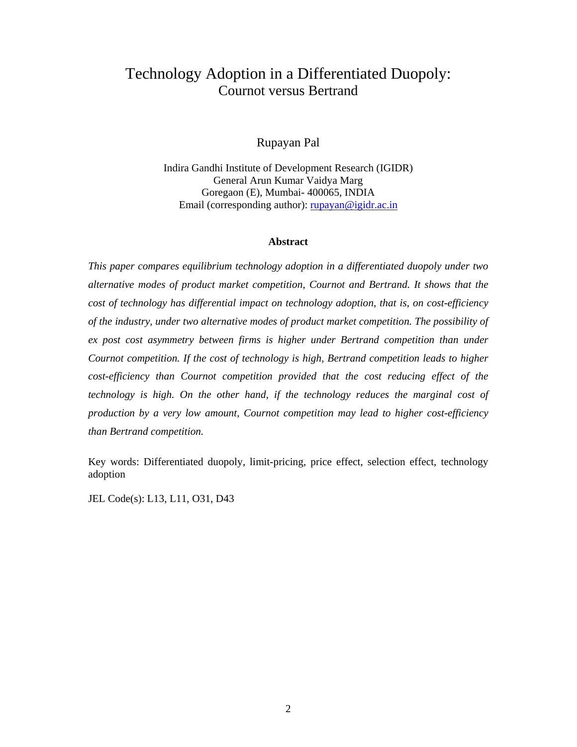# Technology Adoption in a Differentiated Duopoly:
## Cournot versus Bertrand

Rupayan Pal

Indira Gandhi Institute of Development Research (IGIDR)
General Arun Kumar Vaidya Marg
Goregaon (E), Mumbai- 400065, INDIA
Email (corresponding author): rupayan@igidr.ac.in

**Abstract**

*This paper compares equilibrium technology adoption in a differentiated duopoly under two alternative modes of product market competition, Cournot and Bertrand. It shows that the cost of technology has differential impact on technology adoption, that is, on cost-efficiency of the industry, under two alternative modes of product market competition. The possibility of ex post cost asymmetry between firms is higher under Bertrand competition than under Cournot competition. If the cost of technology is high, Bertrand competition leads to higher cost-efficiency than Cournot competition provided that the cost reducing effect of the technology is high. On the other hand, if the technology reduces the marginal cost of production by a very low amount, Cournot competition may lead to higher cost-efficiency than Bertrand competition.*

Key words: Differentiated duopoly, limit-pricing, price effect, selection effect, technology adoption

JEL Code(s): L13, L11, O31, D43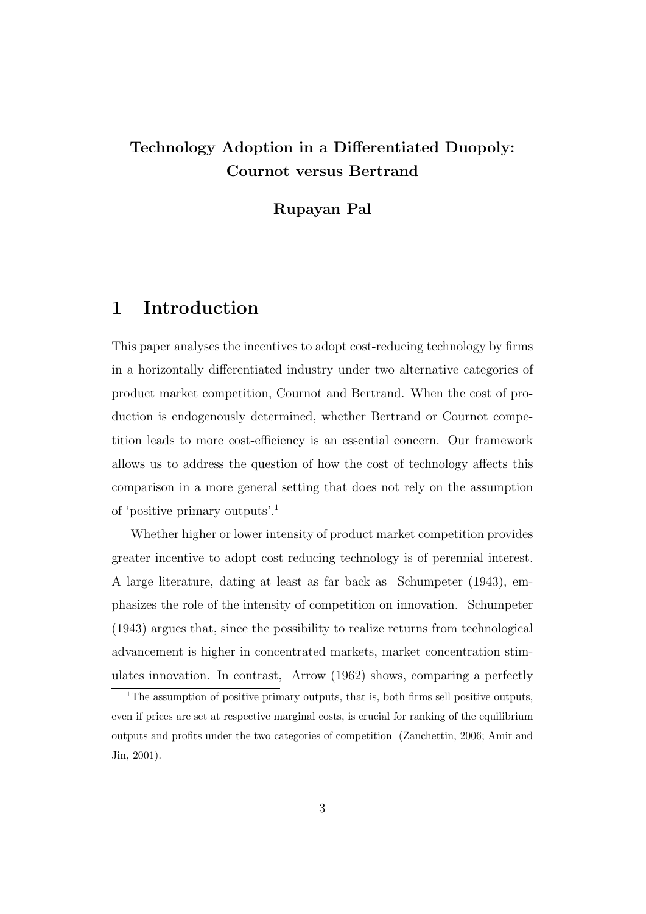**Technology Adoption in a Differentiated Duopoly: Cournot versus Bertrand**

**Rupayan Pal**

# 1 Introduction

This paper analyses the incentives to adopt cost-reducing technology by firms in a horizontally differentiated industry under two alternative categories of product market competition, Cournot and Bertrand. When the cost of production is endogenously determined, whether Bertrand or Cournot competition leads to more cost-efficiency is an essential concern. Our framework allows us to address the question of how the cost of technology affects this comparison in a more general setting that does not rely on the assumption of 'positive primary outputs'.[1]

Whether higher or lower intensity of product market competition provides greater incentive to adopt cost reducing technology is of perennial interest. A large literature, dating at least as far back as Schumpeter (1943), emphasizes the role of the intensity of competition on innovation. Schumpeter (1943) argues that, since the possibility to realize returns from technological advancement is higher in concentrated markets, market concentration stimulates innovation. In contrast, Arrow (1962) shows, comparing a perfectly

[1] The assumption of positive primary outputs, that is, both firms sell positive outputs, even if prices are set at respective marginal costs, is crucial for ranking of the equilibrium outputs and profits under the two categories of competition (Zanchettin, 2006; Amir and Jin, 2001).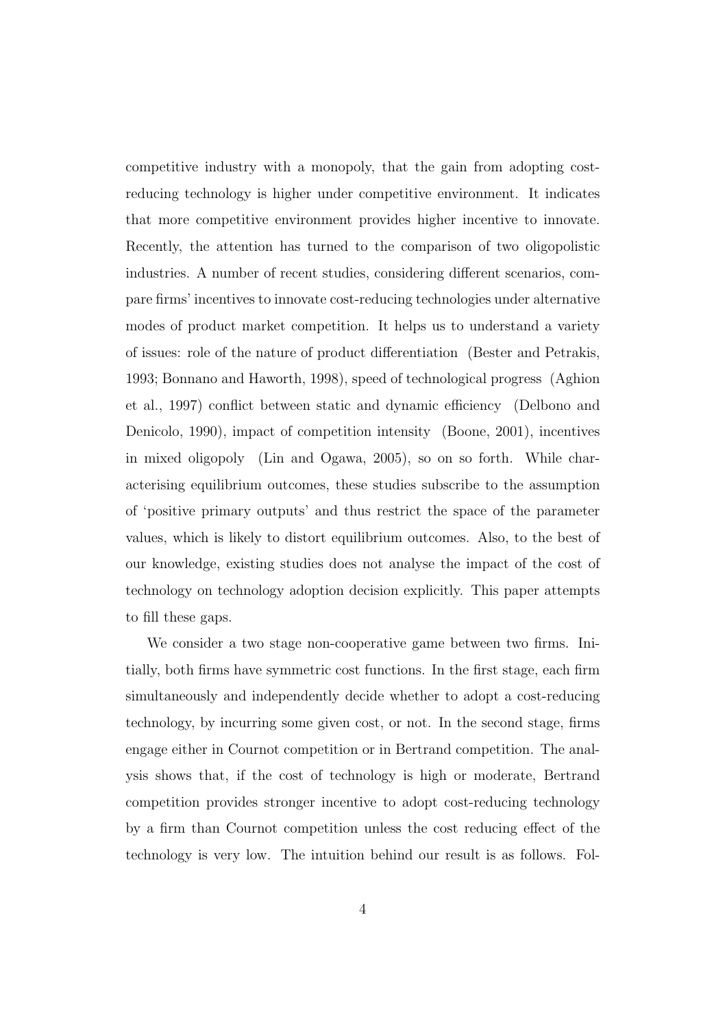competitive industry with a monopoly, that the gain from adopting cost-reducing technology is higher under competitive environment. It indicates that more competitive environment provides higher incentive to innovate. Recently, the attention has turned to the comparison of two oligopolistic industries. A number of recent studies, considering different scenarios, compare firms' incentives to innovate cost-reducing technologies under alternative modes of product market competition. It helps us to understand a variety of issues: role of the nature of product differentiation (Bester and Petrakis, 1993; Bonnano and Haworth, 1998), speed of technological progress (Aghion et al., 1997) conflict between static and dynamic efficiency (Delbono and Denicolo, 1990), impact of competition intensity (Boone, 2001), incentives in mixed oligopoly (Lin and Ogawa, 2005), so on so forth. While characterising equilibrium outcomes, these studies subscribe to the assumption of 'positive primary outputs' and thus restrict the space of the parameter values, which is likely to distort equilibrium outcomes. Also, to the best of our knowledge, existing studies does not analyse the impact of the cost of technology on technology adoption decision explicitly. This paper attempts to fill these gaps.

We consider a two stage non-cooperative game between two firms. Initially, both firms have symmetric cost functions. In the first stage, each firm simultaneously and independently decide whether to adopt a cost-reducing technology, by incurring some given cost, or not. In the second stage, firms engage either in Cournot competition or in Bertrand competition. The analysis shows that, if the cost of technology is high or moderate, Bertrand competition provides stronger incentive to adopt cost-reducing technology by a firm than Cournot competition unless the cost reducing effect of the technology is very low. The intuition behind our result is as follows. Fol-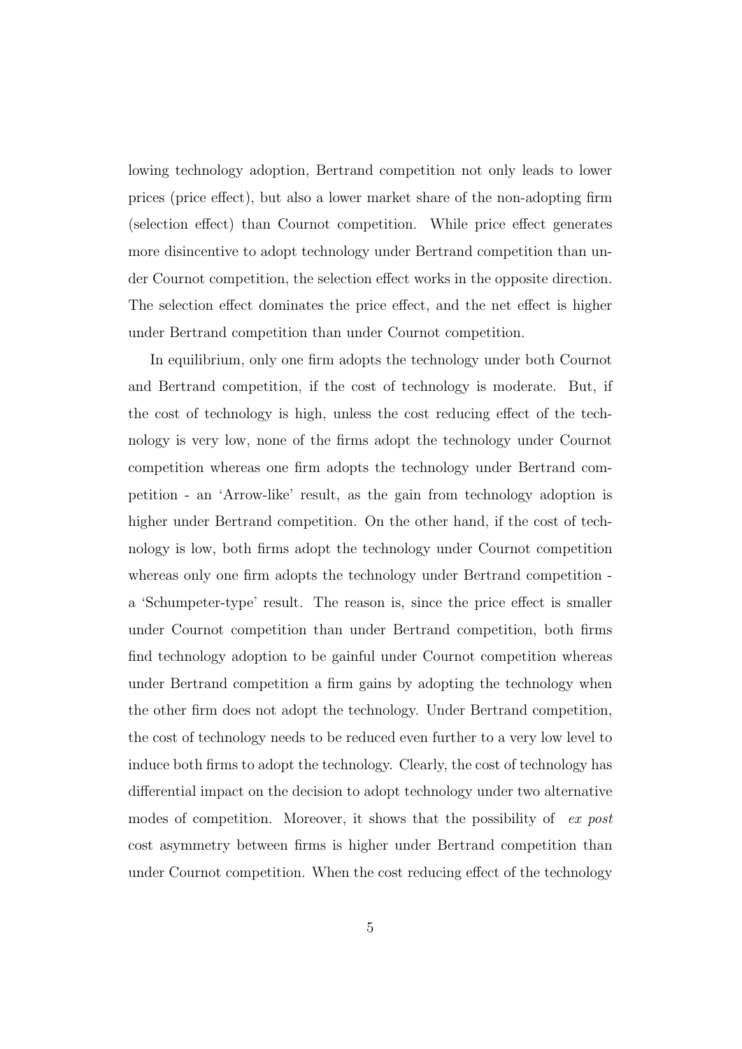lowing technology adoption, Bertrand competition not only leads to lower prices (price effect), but also a lower market share of the non-adopting firm (selection effect) than Cournot competition. While price effect generates more disincentive to adopt technology under Bertrand competition than under Cournot competition, the selection effect works in the opposite direction. The selection effect dominates the price effect, and the net effect is higher under Bertrand competition than under Cournot competition.

In equilibrium, only one firm adopts the technology under both Cournot and Bertrand competition, if the cost of technology is moderate. But, if the cost of technology is high, unless the cost reducing effect of the technology is very low, none of the firms adopt the technology under Cournot competition whereas one firm adopts the technology under Bertrand competition - an 'Arrow-like' result, as the gain from technology adoption is higher under Bertrand competition. On the other hand, if the cost of technology is low, both firms adopt the technology under Cournot competition whereas only one firm adopts the technology under Bertrand competition - a 'Schumpeter-type' result. The reason is, since the price effect is smaller under Cournot competition than under Bertrand competition, both firms find technology adoption to be gainful under Cournot competition whereas under Bertrand competition a firm gains by adopting the technology when the other firm does not adopt the technology. Under Bertrand competition, the cost of technology needs to be reduced even further to a very low level to induce both firms to adopt the technology. Clearly, the cost of technology has differential impact on the decision to adopt technology under two alternative modes of competition. Moreover, it shows that the possibility of *ex post* cost asymmetry between firms is higher under Bertrand competition than under Cournot competition. When the cost reducing effect of the technology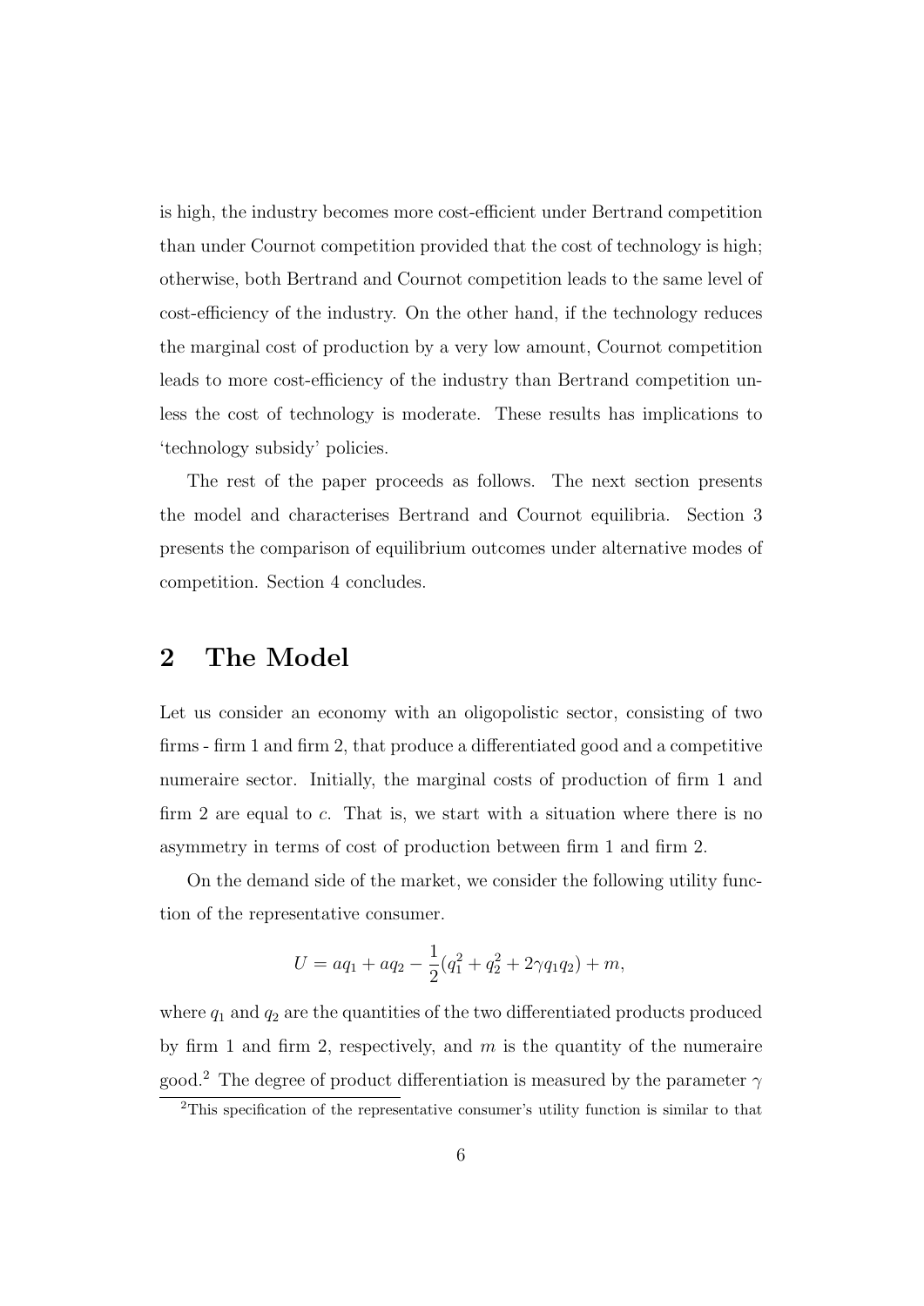is high, the industry becomes more cost-efficient under Bertrand competition than under Cournot competition provided that the cost of technology is high; otherwise, both Bertrand and Cournot competition leads to the same level of cost-efficiency of the industry. On the other hand, if the technology reduces the marginal cost of production by a very low amount, Cournot competition leads to more cost-efficiency of the industry than Bertrand competition unless the cost of technology is moderate. These results has implications to 'technology subsidy' policies.

The rest of the paper proceeds as follows. The next section presents the model and characterises Bertrand and Cournot equilibria. Section 3 presents the comparison of equilibrium outcomes under alternative modes of competition. Section 4 concludes.

## 2 The Model

Let us consider an economy with an oligopolistic sector, consisting of two firms - firm 1 and firm 2, that produce a differentiated good and a competitive numeraire sector. Initially, the marginal costs of production of firm 1 and firm 2 are equal to $c$. That is, we start with a situation where there is no asymmetry in terms of cost of production between firm 1 and firm 2.

On the demand side of the market, we consider the following utility function of the representative consumer.

$$U = aq_1 + aq_2 - \frac{1}{2}(q_1^2 + q_2^2 + 2\gamma q_1 q_2) + m,$$

where $q_1$ and $q_2$ are the quantities of the two differentiated products produced by firm 1 and firm 2, respectively, and $m$ is the quantity of the numeraire good.[2] The degree of product differentiation is measured by the parameter $\gamma$

[2]This specification of the representative consumer's utility function is similar to that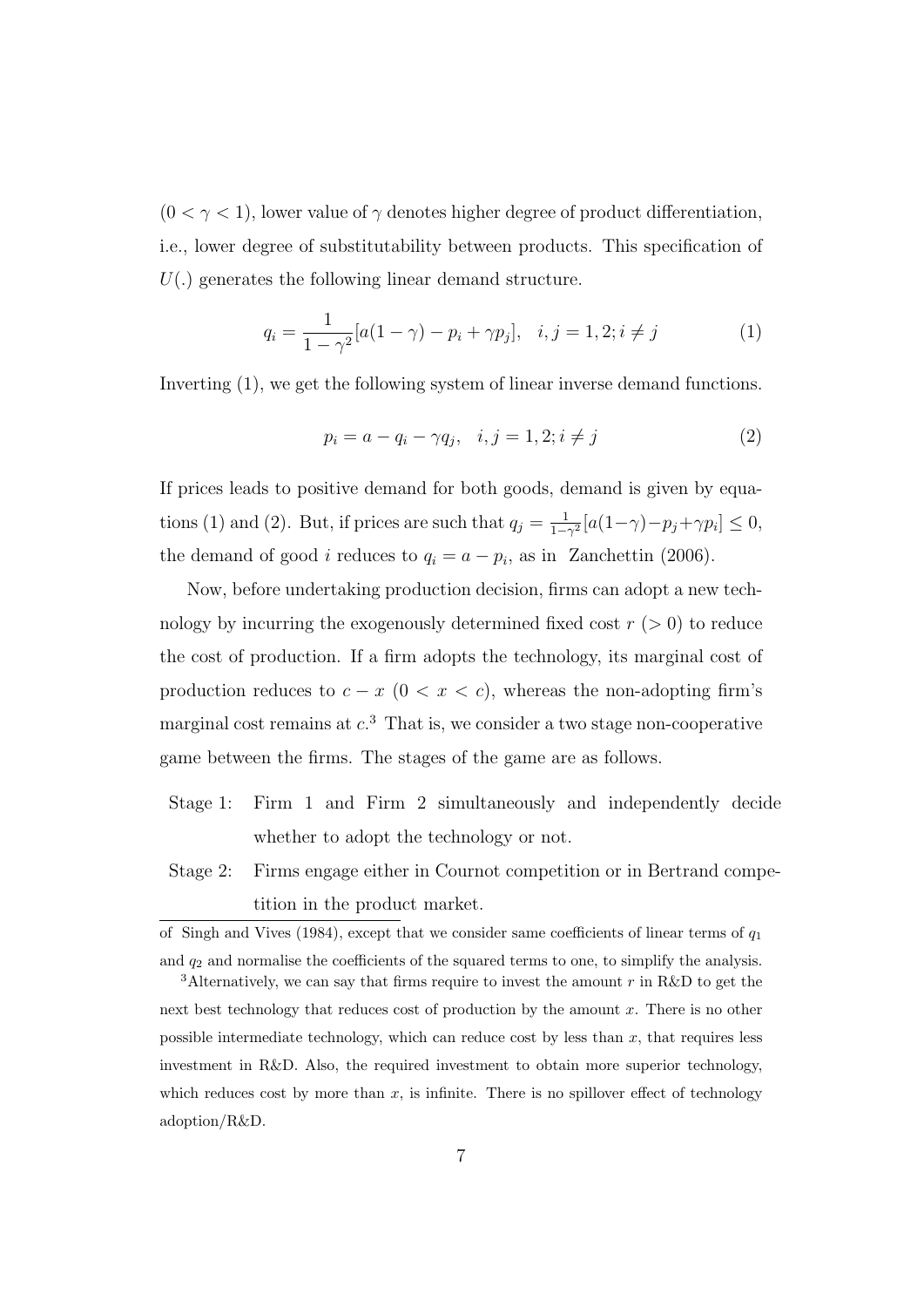$(0 < \gamma < 1)$, lower value of $\gamma$ denotes higher degree of product differentiation, i.e., lower degree of substitutability between products. This specification of $U(.)$ generates the following linear demand structure.

$$q_i = \frac{1}{1-\gamma^2}[a(1-\gamma) - p_i + \gamma p_j], \quad i, j = 1, 2; i \neq j \tag{1}$$

Inverting (1), we get the following system of linear inverse demand functions.

$$p_i = a - q_i - \gamma q_j, \quad i, j = 1, 2; i \neq j \tag{2}$$

If prices leads to positive demand for both goods, demand is given by equations (1) and (2). But, if prices are such that $q_j = \frac{1}{1-\gamma^2}[a(1-\gamma) - p_j + \gamma p_i] \leq 0$, the demand of good $i$ reduces to $q_i = a - p_i$, as in Zanchettin (2006).

Now, before undertaking production decision, firms can adopt a new technology by incurring the exogenously determined fixed cost $r$ $(> 0)$ to reduce the cost of production. If a firm adopts the technology, its marginal cost of production reduces to $c - x$ $(0 < x < c)$, whereas the non-adopting firm's marginal cost remains at $c$.[3] That is, we consider a two stage non-cooperative game between the firms. The stages of the game are as follows.

- Stage 1: Firm 1 and Firm 2 simultaneously and independently decide whether to adopt the technology or not.
- Stage 2: Firms engage either in Cournot competition or in Bertrand competition in the product market.

---

of Singh and Vives (1984), except that we consider same coefficients of linear terms of $q_1$ and $q_2$ and normalise the coefficients of the squared terms to one, to simplify the analysis.

[3] Alternatively, we can say that firms require to invest the amount $r$ in R&D to get the next best technology that reduces cost of production by the amount $x$. There is no other possible intermediate technology, which can reduce cost by less than $x$, that requires less investment in R&D. Also, the required investment to obtain more superior technology, which reduces cost by more than $x$, is infinite. There is no spillover effect of technology adoption/R&D.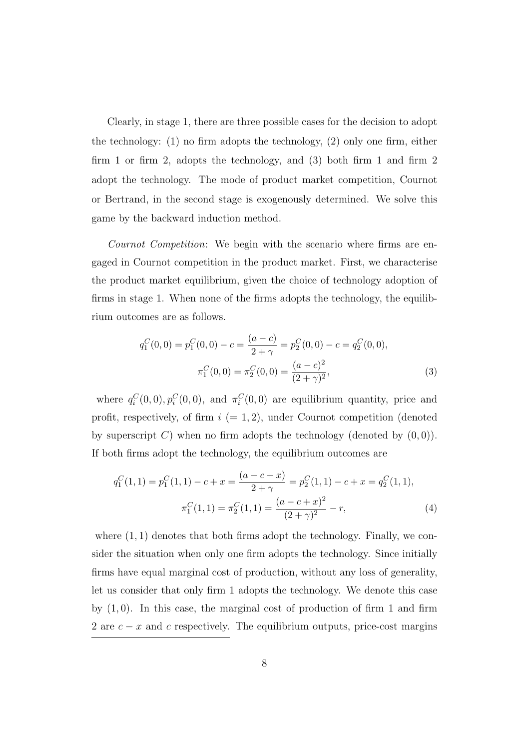Clearly, in stage 1, there are three possible cases for the decision to adopt the technology: (1) no firm adopts the technology, (2) only one firm, either firm 1 or firm 2, adopts the technology, and (3) both firm 1 and firm 2 adopt the technology. The mode of product market competition, Cournot or Bertrand, in the second stage is exogenously determined. We solve this game by the backward induction method.

*Cournot Competition*: We begin with the scenario where firms are engaged in Cournot competition in the product market. First, we characterise the product market equilibrium, given the choice of technology adoption of firms in stage 1. When none of the firms adopts the technology, the equilibrium outcomes are as follows.

$$q_1^C(0,0) = p_1^C(0,0) - c = \frac{(a-c)}{2+\gamma} = p_2^C(0,0) - c = q_2^C(0,0),$$
$$\pi_1^C(0,0) = \pi_2^C(0,0) = \frac{(a-c)^2}{(2+\gamma)^2}, \tag{3}$$

where $q_i^C(0,0), p_i^C(0,0)$, and $\pi_i^C(0,0)$ are equilibrium quantity, price and profit, respectively, of firm $i$ $(= 1, 2)$, under Cournot competition (denoted by superscript $C$) when no firm adopts the technology (denoted by $(0, 0)$). If both firms adopt the technology, the equilibrium outcomes are

$$q_1^C(1,1) = p_1^C(1,1) - c + x = \frac{(a-c+x)}{2+\gamma} = p_2^C(1,1) - c + x = q_2^C(1,1),$$
$$\pi_1^C(1,1) = \pi_2^C(1,1) = \frac{(a-c+x)^2}{(2+\gamma)^2} - r, \tag{4}$$

where $(1, 1)$ denotes that both firms adopt the technology. Finally, we consider the situation when only one firm adopts the technology. Since initially firms have equal marginal cost of production, without any loss of generality, let us consider that only firm 1 adopts the technology. We denote this case by $(1, 0)$. In this case, the marginal cost of production of firm 1 and firm 2 are $c - x$ and $c$ respectively. The equilibrium outputs, price-cost margins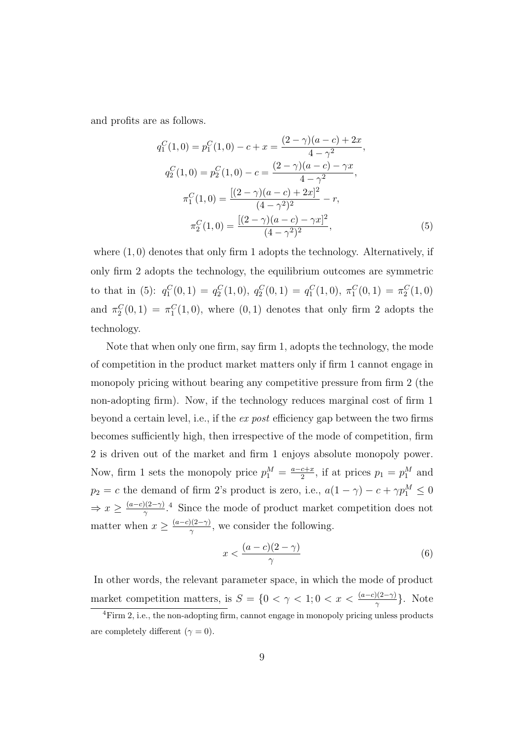and profits are as follows.

$$
\begin{aligned}
q_1^C(1,0) = p_1^C(1,0) - c + x &= \frac{(2-\gamma)(a-c)+2x}{4-\gamma^2}, \\
q_2^C(1,0) = p_2^C(1,0) - c &= \frac{(2-\gamma)(a-c)-\gamma x}{4-\gamma^2}, \\
\pi_1^C(1,0) &= \frac{[(2-\gamma)(a-c)+2x]^2}{(4-\gamma^2)^2} - r, \\
\pi_2^C(1,0) &= \frac{[(2-\gamma)(a-c)-\gamma x]^2}{(4-\gamma^2)^2},
\end{aligned} \tag{5}
$$

where $(1,0)$ denotes that only firm 1 adopts the technology. Alternatively, if only firm 2 adopts the technology, the equilibrium outcomes are symmetric to that in (5): $q_1^C(0,1) = q_2^C(1,0)$, $q_2^C(0,1) = q_1^C(1,0)$, $\pi_1^C(0,1) = \pi_2^C(1,0)$ and $\pi_2^C(0,1) = \pi_1^C(1,0)$, where $(0,1)$ denotes that only firm 2 adopts the technology.

Note that when only one firm, say firm 1, adopts the technology, the mode of competition in the product market matters only if firm 1 cannot engage in monopoly pricing without bearing any competitive pressure from firm 2 (the non-adopting firm). Now, if the technology reduces marginal cost of firm 1 beyond a certain level, i.e., if the *ex post* efficiency gap between the two firms becomes sufficiently high, then irrespective of the mode of competition, firm 2 is driven out of the market and firm 1 enjoys absolute monopoly power. Now, firm 1 sets the monopoly price $p_1^M = \frac{a-c+x}{2}$, if at prices $p_1 = p_1^M$ and $p_2 = c$ the demand of firm 2's product is zero, i.e., $a(1-\gamma) - c + \gamma p_1^M \leq 0$ $\Rightarrow x \geq \frac{(a-c)(2-\gamma)}{\gamma}$.[4] Since the mode of product market competition does not matter when $x \geq \frac{(a-c)(2-\gamma)}{\gamma}$, we consider the following.

$$
x < \frac{(a-c)(2-\gamma)}{\gamma} \tag{6}
$$

In other words, the relevant parameter space, in which the mode of product market competition matters, is $S = \{0 < \gamma < 1; 0 < x < \frac{(a-c)(2-\gamma)}{\gamma}\}$. Note

[4] Firm 2, i.e., the non-adopting firm, cannot engage in monopoly pricing unless products are completely different ($\gamma = 0$).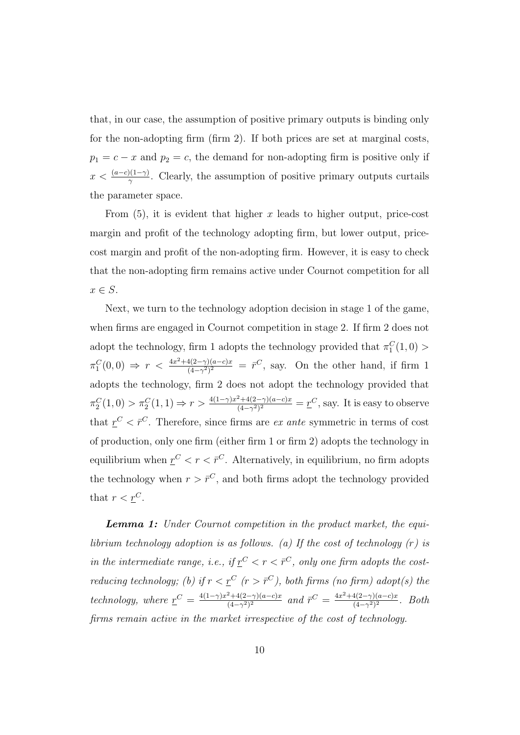that, in our case, the assumption of positive primary outputs is binding only for the non-adopting firm (firm 2). If both prices are set at marginal costs, $p_1 = c - x$ and $p_2 = c$, the demand for non-adopting firm is positive only if $x < \frac{(a-c)(1-\gamma)}{\gamma}$. Clearly, the assumption of positive primary outputs curtails the parameter space.

From (5), it is evident that higher $x$ leads to higher output, price-cost margin and profit of the technology adopting firm, but lower output, price-cost margin and profit of the non-adopting firm. However, it is easy to check that the non-adopting firm remains active under Cournot competition for all $x \in S$.

Next, we turn to the technology adoption decision in stage 1 of the game, when firms are engaged in Cournot competition in stage 2. If firm 2 does not adopt the technology, firm 1 adopts the technology provided that $\pi_1^C(1,0) > \pi_1^C(0,0) \Rightarrow r < \frac{4x^2+4(2-\gamma)(a-c)x}{(4-\gamma^2)^2} = \bar{r}^C$, say. On the other hand, if firm 1 adopts the technology, firm 2 does not adopt the technology provided that $\pi_2^C(1,0) > \pi_2^C(1,1) \Rightarrow r > \frac{4(1-\gamma)x^2+4(2-\gamma)(a-c)x}{(4-\gamma^2)^2} = \underline{r}^C$, say. It is easy to observe that $\underline{r}^C < \bar{r}^C$. Therefore, since firms are *ex ante* symmetric in terms of cost of production, only one firm (either firm 1 or firm 2) adopts the technology in equilibrium when $\underline{r}^C < r < \bar{r}^C$. Alternatively, in equilibrium, no firm adopts the technology when $r > \bar{r}^C$, and both firms adopt the technology provided that $r < \underline{r}^C$.

***Lemma 1:*** *Under Cournot competition in the product market, the equilibrium technology adoption is as follows. (a) If the cost of technology ($r$) is in the intermediate range, i.e., if $\underline{r}^C < r < \bar{r}^C$, only one firm adopts the cost-reducing technology; (b) if $r < \underline{r}^C$ ($r > \bar{r}^C$), both firms (no firm) adopt(s) the technology, where $\underline{r}^C = \frac{4(1-\gamma)x^2+4(2-\gamma)(a-c)x}{(4-\gamma^2)^2}$ and $\bar{r}^C = \frac{4x^2+4(2-\gamma)(a-c)x}{(4-\gamma^2)^2}$. Both firms remain active in the market irrespective of the cost of technology.*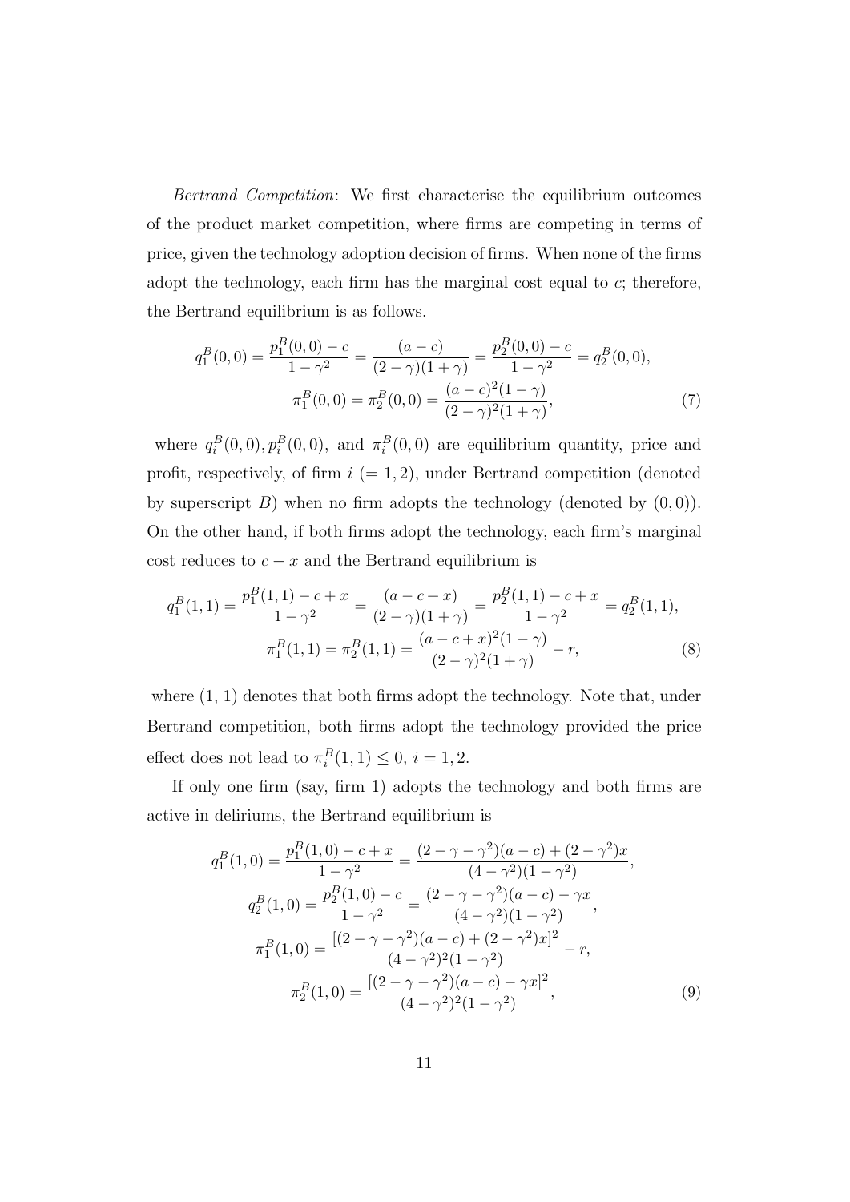*Bertrand Competition*: We first characterise the equilibrium outcomes of the product market competition, where firms are competing in terms of price, given the technology adoption decision of firms. When none of the firms adopt the technology, each firm has the marginal cost equal to $c$; therefore, the Bertrand equilibrium is as follows.

$$q_1^B(0,0) = \frac{p_1^B(0,0) - c}{1-\gamma^2} = \frac{(a-c)}{(2-\gamma)(1+\gamma)} = \frac{p_2^B(0,0) - c}{1-\gamma^2} = q_2^B(0,0),$$
$$\pi_1^B(0,0) = \pi_2^B(0,0) = \frac{(a-c)^2(1-\gamma)}{(2-\gamma)^2(1+\gamma)}, \tag{7}$$

where $q_i^B(0,0), p_i^B(0,0)$, and $\pi_i^B(0,0)$ are equilibrium quantity, price and profit, respectively, of firm $i$ $(=1,2)$, under Bertrand competition (denoted by superscript $B$) when no firm adopts the technology (denoted by $(0,0)$). On the other hand, if both firms adopt the technology, each firm's marginal cost reduces to $c-x$ and the Bertrand equilibrium is

$$q_1^B(1,1) = \frac{p_1^B(1,1) - c + x}{1-\gamma^2} = \frac{(a-c+x)}{(2-\gamma)(1+\gamma)} = \frac{p_2^B(1,1) - c + x}{1-\gamma^2} = q_2^B(1,1),$$
$$\pi_1^B(1,1) = \pi_2^B(1,1) = \frac{(a-c+x)^2(1-\gamma)}{(2-\gamma)^2(1+\gamma)} - r, \tag{8}$$

where (1, 1) denotes that both firms adopt the technology. Note that, under Bertrand competition, both firms adopt the technology provided the price effect does not lead to $\pi_i^B(1,1) \leq 0$, $i = 1, 2$.

If only one firm (say, firm 1) adopts the technology and both firms are active in deliriums, the Bertrand equilibrium is

$$q_1^B(1,0) = \frac{p_1^B(1,0) - c + x}{1-\gamma^2} = \frac{(2-\gamma-\gamma^2)(a-c) + (2-\gamma^2)x}{(4-\gamma^2)(1-\gamma^2)},$$
$$q_2^B(1,0) = \frac{p_2^B(1,0) - c}{1-\gamma^2} = \frac{(2-\gamma-\gamma^2)(a-c) - \gamma x}{(4-\gamma^2)(1-\gamma^2)},$$
$$\pi_1^B(1,0) = \frac{[(2-\gamma-\gamma^2)(a-c) + (2-\gamma^2)x]^2}{(4-\gamma^2)^2(1-\gamma^2)} - r,$$
$$\pi_2^B(1,0) = \frac{[(2-\gamma-\gamma^2)(a-c) - \gamma x]^2}{(4-\gamma^2)^2(1-\gamma^2)}, \tag{9}$$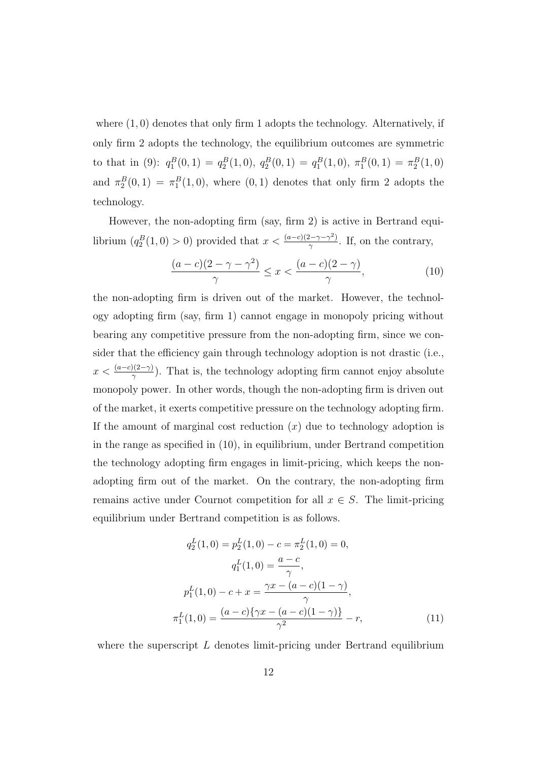where $(1, 0)$ denotes that only firm 1 adopts the technology. Alternatively, if only firm 2 adopts the technology, the equilibrium outcomes are symmetric to that in (9): $q_1^B(0,1) = q_2^B(1,0)$, $q_2^B(0,1) = q_1^B(1,0)$, $\pi_1^B(0,1) = \pi_2^B(1,0)$ and $\pi_2^B(0,1) = \pi_1^B(1,0)$, where $(0, 1)$ denotes that only firm 2 adopts the technology.

However, the non-adopting firm (say, firm 2) is active in Bertrand equilibrium ($q_2^B(1,0) > 0$) provided that $x < \frac{(a-c)(2-\gamma-\gamma^2)}{\gamma}$. If, on the contrary,

$$\frac{(a-c)(2-\gamma-\gamma^2)}{\gamma} \leq x < \frac{(a-c)(2-\gamma)}{\gamma}, \tag{10}$$

the non-adopting firm is driven out of the market. However, the technology adopting firm (say, firm 1) cannot engage in monopoly pricing without bearing any competitive pressure from the non-adopting firm, since we consider that the efficiency gain through technology adoption is not drastic (i.e., $x < \frac{(a-c)(2-\gamma)}{\gamma}$). That is, the technology adopting firm cannot enjoy absolute monopoly power. In other words, though the non-adopting firm is driven out of the market, it exerts competitive pressure on the technology adopting firm. If the amount of marginal cost reduction ($x$) due to technology adoption is in the range as specified in (10), in equilibrium, under Bertrand competition the technology adopting firm engages in limit-pricing, which keeps the non-adopting firm out of the market. On the contrary, the non-adopting firm remains active under Cournot competition for all $x \in S$. The limit-pricing equilibrium under Bertrand competition is as follows.

$$\begin{gathered} q_2^L(1,0) = p_2^L(1,0) - c = \pi_2^L(1,0) = 0, \\ q_1^L(1,0) = \frac{a-c}{\gamma}, \\ p_1^L(1,0) - c + x = \frac{\gamma x - (a-c)(1-\gamma)}{\gamma}, \\ \pi_1^L(1,0) = \frac{(a-c)\{\gamma x - (a-c)(1-\gamma)\}}{\gamma^2} - r, \end{gathered} \tag{11}$$

where the superscript $L$ denotes limit-pricing under Bertrand equilibrium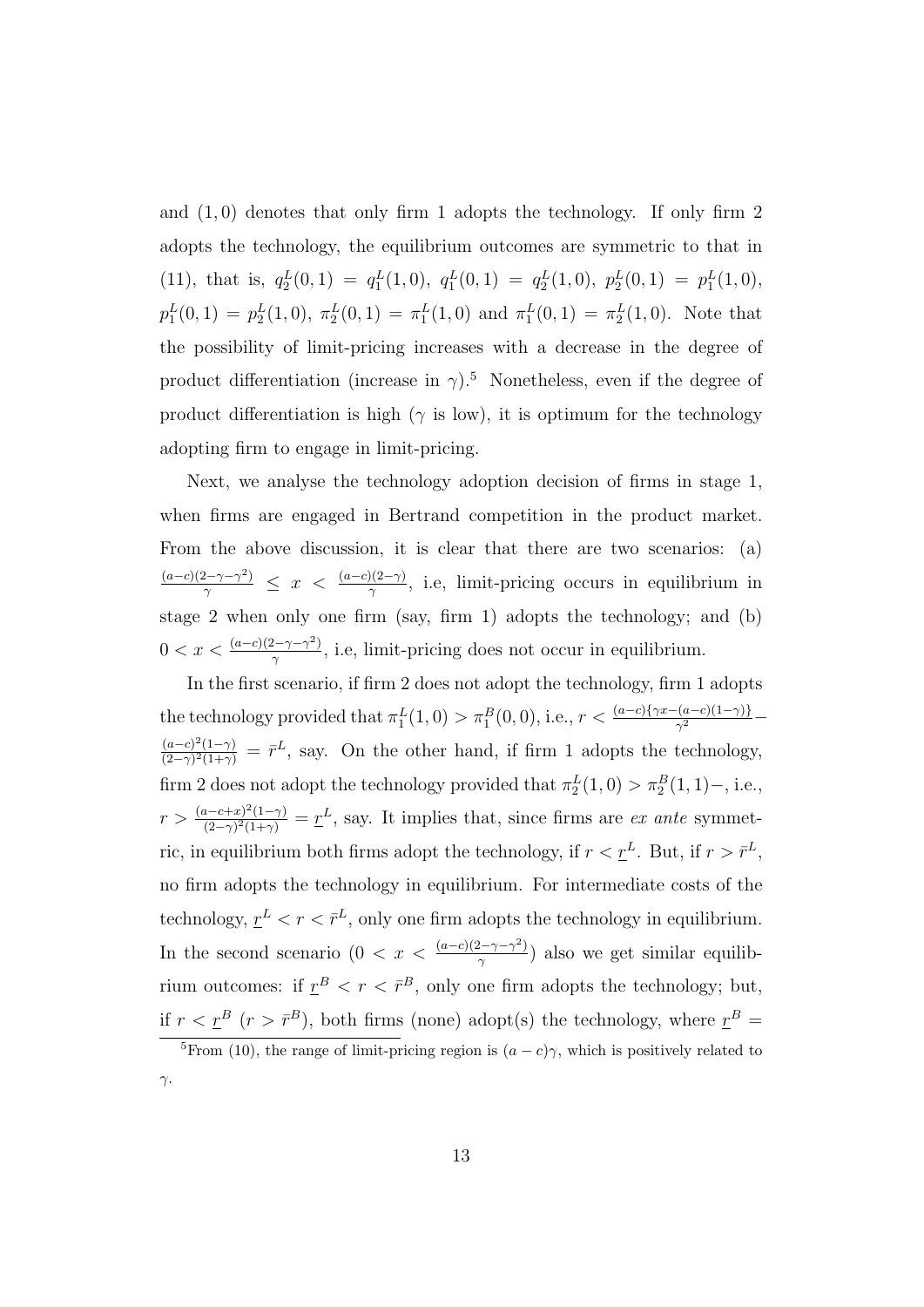and $(1,0)$ denotes that only firm 1 adopts the technology. If only firm 2 adopts the technology, the equilibrium outcomes are symmetric to that in (11), that is, $q_2^L(0,1) = q_1^L(1,0)$, $q_1^L(0,1) = q_2^L(1,0)$, $p_2^L(0,1) = p_1^L(1,0)$, $p_1^L(0,1) = p_2^L(1,0)$, $\pi_2^L(0,1) = \pi_1^L(1,0)$ and $\pi_1^L(0,1) = \pi_2^L(1,0)$. Note that the possibility of limit-pricing increases with a decrease in the degree of product differentiation (increase in $\gamma$).[5] Nonetheless, even if the degree of product differentiation is high ($\gamma$ is low), it is optimum for the technology adopting firm to engage in limit-pricing.

Next, we analyse the technology adoption decision of firms in stage 1, when firms are engaged in Bertrand competition in the product market. From the above discussion, it is clear that there are two scenarios: (a) $\frac{(a-c)(2-\gamma-\gamma^2)}{\gamma} \leq x < \frac{(a-c)(2-\gamma)}{\gamma}$, i.e, limit-pricing occurs in equilibrium in stage 2 when only one firm (say, firm 1) adopts the technology; and (b) $0 < x < \frac{(a-c)(2-\gamma-\gamma^2)}{\gamma}$, i.e, limit-pricing does not occur in equilibrium.

In the first scenario, if firm 2 does not adopt the technology, firm 1 adopts the technology provided that $\pi_1^L(1,0) > \pi_1^B(0,0)$, i.e., $r < \frac{(a-c)\{\gamma x-(a-c)(1-\gamma)\}}{\gamma^2} - \frac{(a-c)^2(1-\gamma)}{(2-\gamma)^2(1+\gamma)} = \bar{r}^L$, say. On the other hand, if firm 1 adopts the technology, firm 2 does not adopt the technology provided that $\pi_2^L(1,0) > \pi_2^B(1,1)-$, i.e., $r > \frac{(a-c+x)^2(1-\gamma)}{(2-\gamma)^2(1+\gamma)} = \underline{r}^L$, say. It implies that, since firms are *ex ante* symmetric, in equilibrium both firms adopt the technology, if $r < \underline{r}^L$. But, if $r > \bar{r}^L$, no firm adopts the technology in equilibrium. For intermediate costs of the technology, $\underline{r}^L < r < \bar{r}^L$, only one firm adopts the technology in equilibrium. In the second scenario ($0 < x < \frac{(a-c)(2-\gamma-\gamma^2)}{\gamma}$) also we get similar equilibrium outcomes: if $\underline{r}^B < r < \bar{r}^B$, only one firm adopts the technology; but, if $r < \underline{r}^B$ ($r > \bar{r}^B$), both firms (none) adopt(s) the technology, where $\underline{r}^B =$

[5] From (10), the range of limit-pricing region is $(a-c)\gamma$, which is positively related to $\gamma$.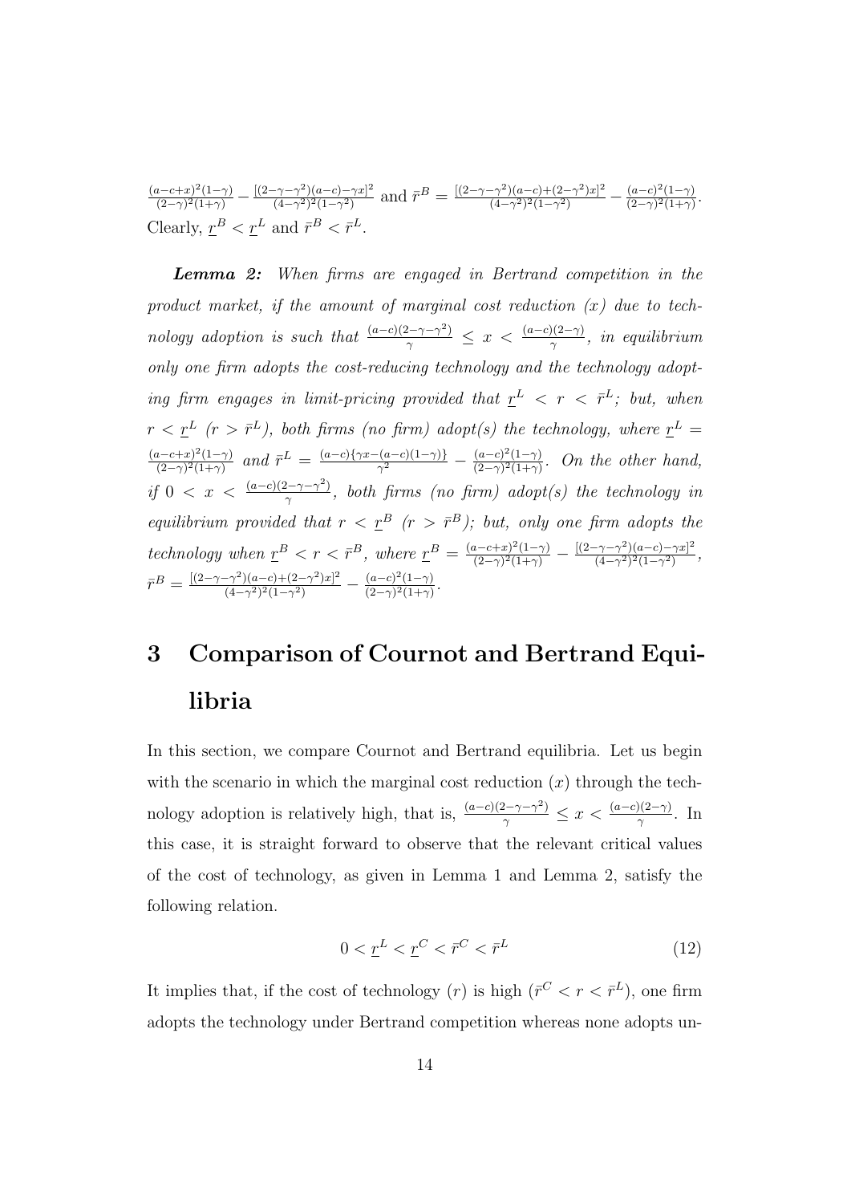$\frac{(a-c+x)^2(1-\gamma)}{(2-\gamma)^2(1+\gamma)} - \frac{[(2-\gamma-\gamma^2)(a-c)-\gamma x]^2}{(4-\gamma^2)^2(1-\gamma^2)}$ and $\bar{r}^B = \frac{[(2-\gamma-\gamma^2)(a-c)+(2-\gamma^2)x]^2}{(4-\gamma^2)^2(1-\gamma^2)} - \frac{(a-c)^2(1-\gamma)}{(2-\gamma)^2(1+\gamma)}$. Clearly, $\underline{r}^B < \underline{r}^L$ and $\bar{r}^B < \bar{r}^L$.

***Lemma 2:*** *When firms are engaged in Bertrand competition in the product market, if the amount of marginal cost reduction ($x$) due to technology adoption is such that $\frac{(a-c)(2-\gamma-\gamma^2)}{\gamma} \leq x < \frac{(a-c)(2-\gamma)}{\gamma}$, in equilibrium only one firm adopts the cost-reducing technology and the technology adopting firm engages in limit-pricing provided that $\underline{r}^L < r < \bar{r}^L$; but, when $r < \underline{r}^L$ ($r > \bar{r}^L$), both firms (no firm) adopt(s) the technology, where $\underline{r}^L = \frac{(a-c+x)^2(1-\gamma)}{(2-\gamma)^2(1+\gamma)}$ and $\bar{r}^L = \frac{(a-c)\{\gamma x-(a-c)(1-\gamma)\}}{\gamma^2} - \frac{(a-c)^2(1-\gamma)}{(2-\gamma)^2(1+\gamma)}$. On the other hand, if $0 < x < \frac{(a-c)(2-\gamma-\gamma^2)}{\gamma}$, both firms (no firm) adopt(s) the technology in equilibrium provided that $r < \underline{r}^B$ ($r > \bar{r}^B$); but, only one firm adopts the technology when $\underline{r}^B < r < \bar{r}^B$, where $\underline{r}^B = \frac{(a-c+x)^2(1-\gamma)}{(2-\gamma)^2(1+\gamma)} - \frac{[(2-\gamma-\gamma^2)(a-c)-\gamma x]^2}{(4-\gamma^2)^2(1-\gamma^2)}$, $\bar{r}^B = \frac{[(2-\gamma-\gamma^2)(a-c)+(2-\gamma^2)x]^2}{(4-\gamma^2)^2(1-\gamma^2)} - \frac{(a-c)^2(1-\gamma)}{(2-\gamma)^2(1+\gamma)}$.*

# 3 Comparison of Cournot and Bertrand Equilibria

In this section, we compare Cournot and Bertrand equilibria. Let us begin with the scenario in which the marginal cost reduction ($x$) through the technology adoption is relatively high, that is, $\frac{(a-c)(2-\gamma-\gamma^2)}{\gamma} \leq x < \frac{(a-c)(2-\gamma)}{\gamma}$. In this case, it is straight forward to observe that the relevant critical values of the cost of technology, as given in Lemma 1 and Lemma 2, satisfy the following relation.

$$0 < \underline{r}^L < \underline{r}^C < \bar{r}^C < \bar{r}^L \tag{12}$$

It implies that, if the cost of technology ($r$) is high ($\bar{r}^C < r < \bar{r}^L$), one firm adopts the technology under Bertrand competition whereas none adopts un-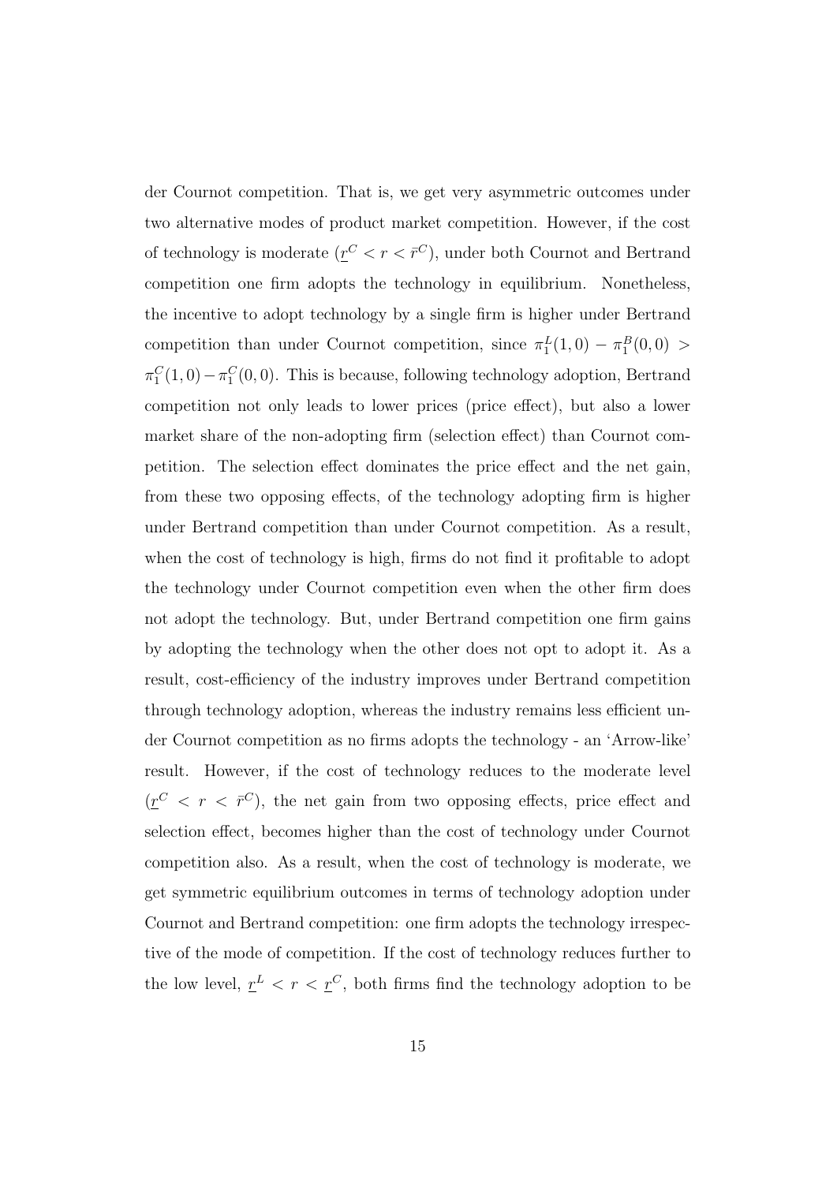der Cournot competition. That is, we get very asymmetric outcomes under two alternative modes of product market competition. However, if the cost of technology is moderate ($\underline{r}^C < r < \bar{r}^C$), under both Cournot and Bertrand competition one firm adopts the technology in equilibrium. Nonetheless, the incentive to adopt technology by a single firm is higher under Bertrand competition than under Cournot competition, since $\pi_1^L(1,0) - \pi_1^B(0,0) > \pi_1^C(1,0) - \pi_1^C(0,0)$. This is because, following technology adoption, Bertrand competition not only leads to lower prices (price effect), but also a lower market share of the non-adopting firm (selection effect) than Cournot competition. The selection effect dominates the price effect and the net gain, from these two opposing effects, of the technology adopting firm is higher under Bertrand competition than under Cournot competition. As a result, when the cost of technology is high, firms do not find it profitable to adopt the technology under Cournot competition even when the other firm does not adopt the technology. But, under Bertrand competition one firm gains by adopting the technology when the other does not opt to adopt it. As a result, cost-efficiency of the industry improves under Bertrand competition through technology adoption, whereas the industry remains less efficient under Cournot competition as no firms adopts the technology - an 'Arrow-like' result. However, if the cost of technology reduces to the moderate level ($\underline{r}^C < r < \bar{r}^C$), the net gain from two opposing effects, price effect and selection effect, becomes higher than the cost of technology under Cournot competition also. As a result, when the cost of technology is moderate, we get symmetric equilibrium outcomes in terms of technology adoption under Cournot and Bertrand competition: one firm adopts the technology irrespective of the mode of competition. If the cost of technology reduces further to the low level, $\underline{r}^L < r < \underline{r}^C$, both firms find the technology adoption to be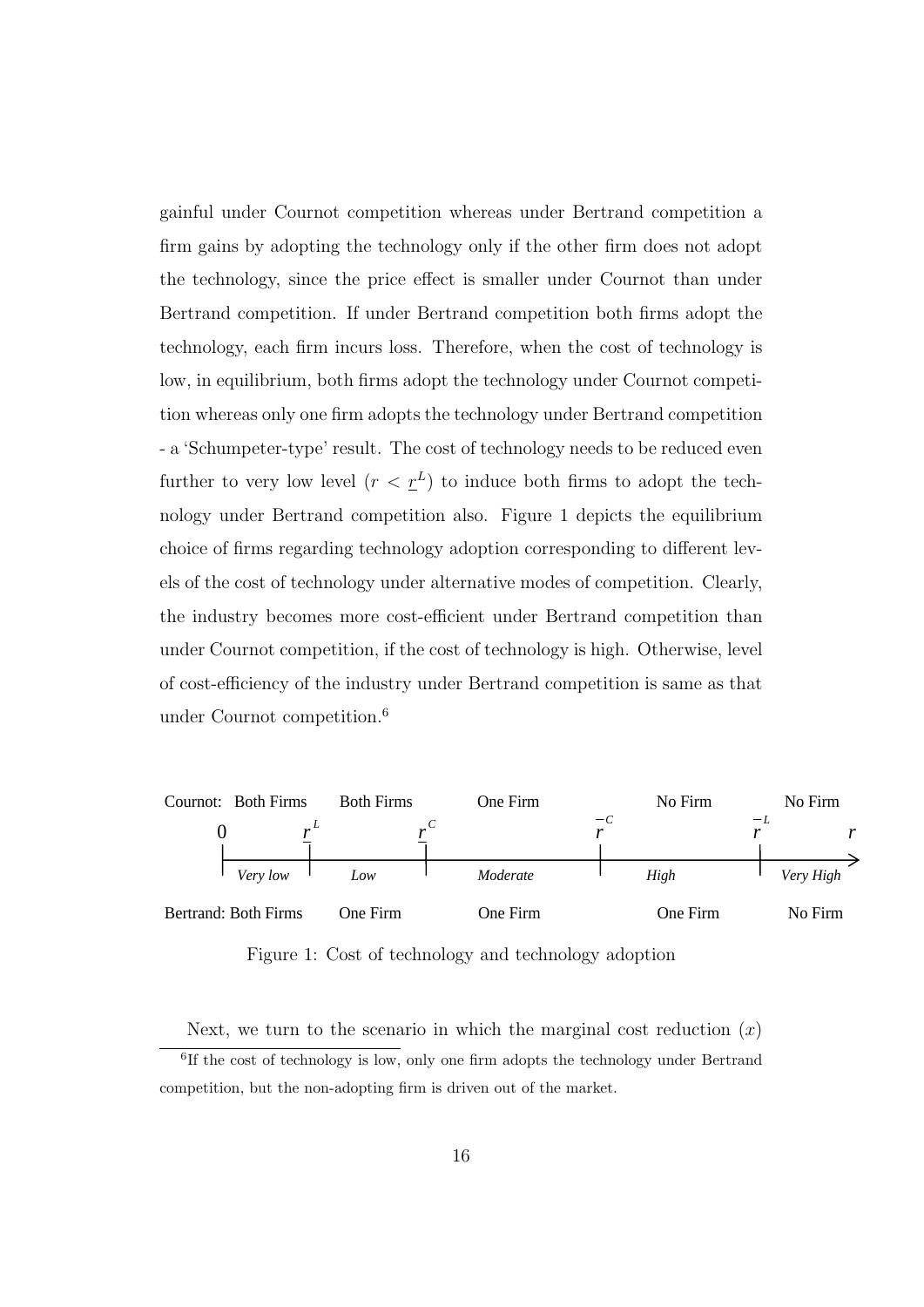gainful under Cournot competition whereas under Bertrand competition a firm gains by adopting the technology only if the other firm does not adopt the technology, since the price effect is smaller under Cournot than under Bertrand competition. If under Bertrand competition both firms adopt the technology, each firm incurs loss. Therefore, when the cost of technology is low, in equilibrium, both firms adopt the technology under Cournot competition whereas only one firm adopts the technology under Bertrand competition - a 'Schumpeter-type' result. The cost of technology needs to be reduced even further to very low level ($r < \underline{r}^L$) to induce both firms to adopt the technology under Bertrand competition also. Figure 1 depicts the equilibrium choice of firms regarding technology adoption corresponding to different levels of the cost of technology under alternative modes of competition. Clearly, the industry becomes more cost-efficient under Bertrand competition than under Cournot competition, if the cost of technology is high. Otherwise, level of cost-efficiency of the industry under Bertrand competition is same as that under Cournot competition.[6]

| | $0$ to $\underline{r}^L$ | $\underline{r}^L$ to $\underline{r}^C$ | $\underline{r}^C$ to $\bar{r}^C$ | $\bar{r}^C$ to $\bar{r}^L$ | $\bar{r}^L$ onwards |
|---|---|---|---|---|---|
| | *Very low* | *Low* | *Moderate* | *High* | *Very High* |
| Cournot: | Both Firms | Both Firms | One Firm | No Firm | No Firm |
| Bertrand: | Both Firms | One Firm | One Firm | One Firm | No Firm |

Figure 1: Cost of technology and technology adoption

Next, we turn to the scenario in which the marginal cost reduction ($x$)

[6] If the cost of technology is low, only one firm adopts the technology under Bertrand competition, but the non-adopting firm is driven out of the market.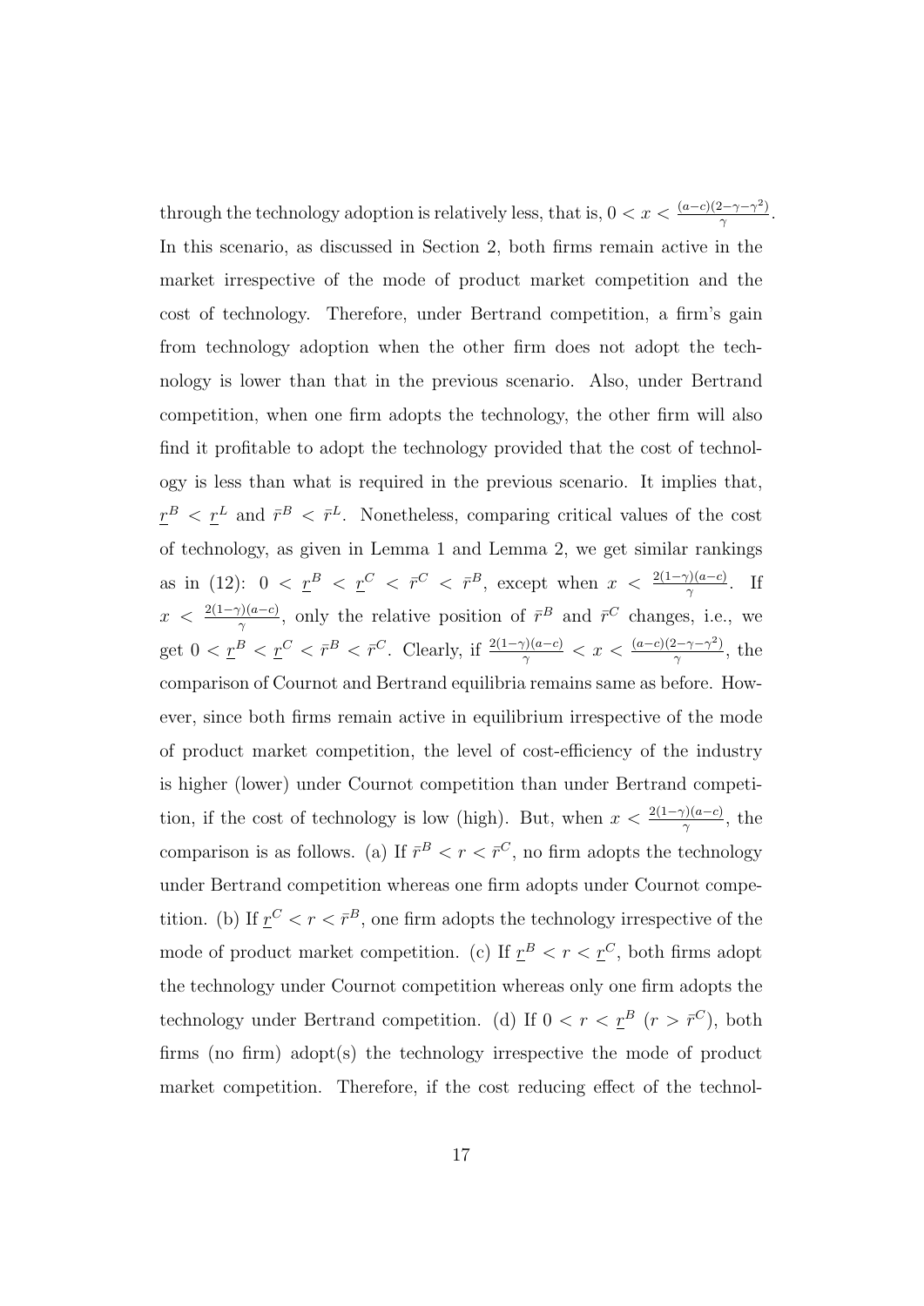through the technology adoption is relatively less, that is, $0 < x < \frac{(a-c)(2-\gamma-\gamma^2)}{\gamma}$. In this scenario, as discussed in Section 2, both firms remain active in the market irrespective of the mode of product market competition and the cost of technology. Therefore, under Bertrand competition, a firm's gain from technology adoption when the other firm does not adopt the technology is lower than that in the previous scenario. Also, under Bertrand competition, when one firm adopts the technology, the other firm will also find it profitable to adopt the technology provided that the cost of technology is less than what is required in the previous scenario. It implies that, $\underline{r}^B < \underline{r}^L$ and $\bar{r}^B < \bar{r}^L$. Nonetheless, comparing critical values of the cost of technology, as given in Lemma 1 and Lemma 2, we get similar rankings as in (12): $0 < \underline{r}^B < \underline{r}^C < \bar{r}^C < \bar{r}^B$, except when $x < \frac{2(1-\gamma)(a-c)}{\gamma}$. If $x < \frac{2(1-\gamma)(a-c)}{\gamma}$, only the relative position of $\bar{r}^B$ and $\bar{r}^C$ changes, i.e., we get $0 < \underline{r}^B < \underline{r}^C < \bar{r}^B < \bar{r}^C$. Clearly, if $\frac{2(1-\gamma)(a-c)}{\gamma} < x < \frac{(a-c)(2-\gamma-\gamma^2)}{\gamma}$, the comparison of Cournot and Bertrand equilibria remains same as before. However, since both firms remain active in equilibrium irrespective of the mode of product market competition, the level of cost-efficiency of the industry is higher (lower) under Cournot competition than under Bertrand competition, if the cost of technology is low (high). But, when $x < \frac{2(1-\gamma)(a-c)}{\gamma}$, the comparison is as follows. (a) If $\bar{r}^B < r < \bar{r}^C$, no firm adopts the technology under Bertrand competition whereas one firm adopts under Cournot competition. (b) If $\underline{r}^C < r < \bar{r}^B$, one firm adopts the technology irrespective of the mode of product market competition. (c) If $\underline{r}^B < r < \underline{r}^C$, both firms adopt the technology under Cournot competition whereas only one firm adopts the technology under Bertrand competition. (d) If $0 < r < \underline{r}^B$ ($r > \bar{r}^C$), both firms (no firm) adopt(s) the technology irrespective the mode of product market competition. Therefore, if the cost reducing effect of the technol-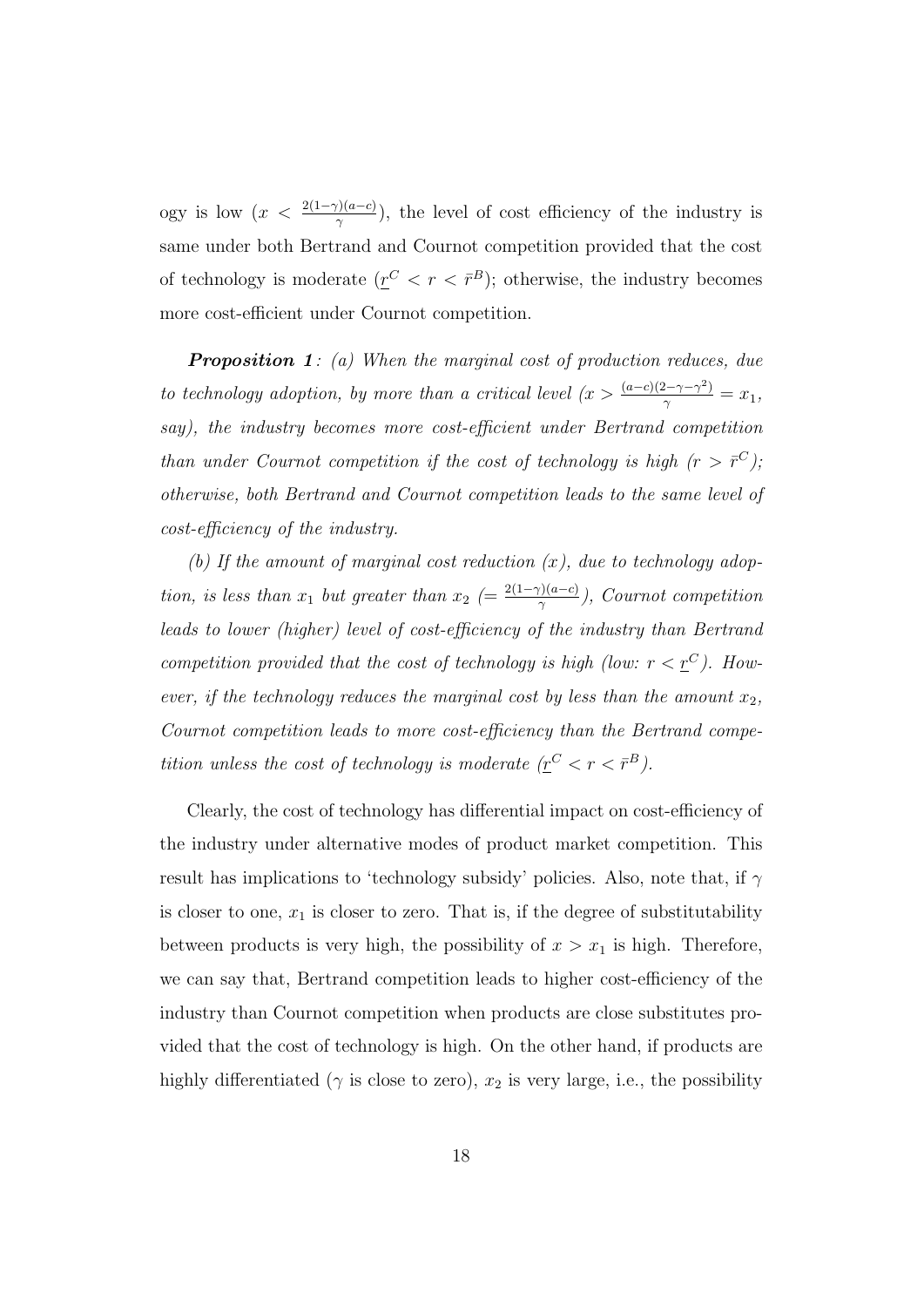ogy is low ($x < \frac{2(1-\gamma)(a-c)}{\gamma}$), the level of cost efficiency of the industry is same under both Bertrand and Cournot competition provided that the cost of technology is moderate ($\underline{r}^C < r < \bar{r}^B$); otherwise, the industry becomes more cost-efficient under Cournot competition.

***Proposition 1****: (a) When the marginal cost of production reduces, due to technology adoption, by more than a critical level ($x > \frac{(a-c)(2-\gamma-\gamma^2)}{\gamma} = x_1$, say), the industry becomes more cost-efficient under Bertrand competition than under Cournot competition if the cost of technology is high ($r > \bar{r}^C$); otherwise, both Bertrand and Cournot competition leads to the same level of cost-efficiency of the industry.*

*(b) If the amount of marginal cost reduction ($x$), due to technology adoption, is less than $x_1$ but greater than $x_2$ ($= \frac{2(1-\gamma)(a-c)}{\gamma}$), Cournot competition leads to lower (higher) level of cost-efficiency of the industry than Bertrand competition provided that the cost of technology is high (low: $r < \underline{r}^C$). However, if the technology reduces the marginal cost by less than the amount $x_2$, Cournot competition leads to more cost-efficiency than the Bertrand competition unless the cost of technology is moderate ($\underline{r}^C < r < \bar{r}^B$).*

Clearly, the cost of technology has differential impact on cost-efficiency of the industry under alternative modes of product market competition. This result has implications to 'technology subsidy' policies. Also, note that, if $\gamma$ is closer to one, $x_1$ is closer to zero. That is, if the degree of substitutability between products is very high, the possibility of $x > x_1$ is high. Therefore, we can say that, Bertrand competition leads to higher cost-efficiency of the industry than Cournot competition when products are close substitutes provided that the cost of technology is high. On the other hand, if products are highly differentiated ($\gamma$ is close to zero), $x_2$ is very large, i.e., the possibility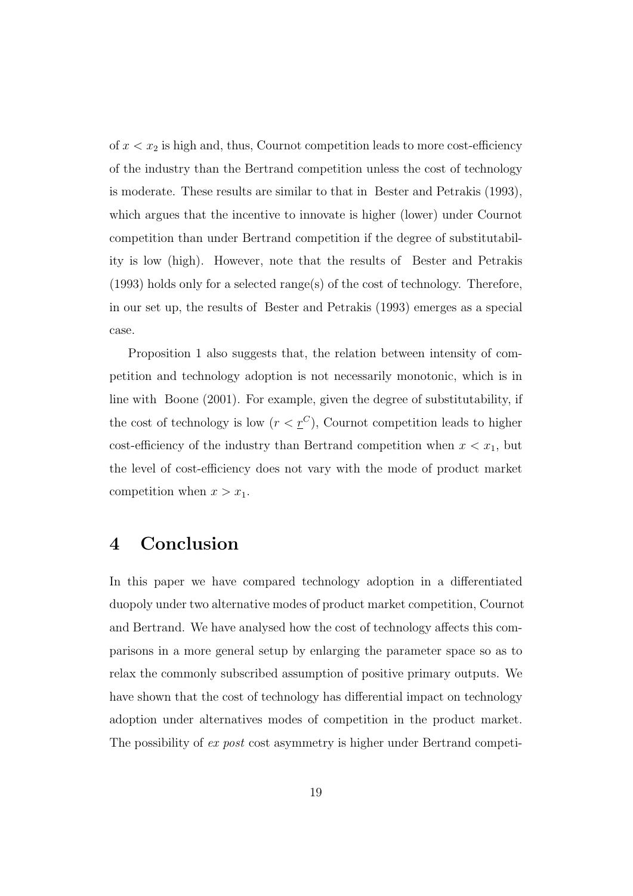of $x < x_2$ is high and, thus, Cournot competition leads to more cost-efficiency of the industry than the Bertrand competition unless the cost of technology is moderate. These results are similar to that in Bester and Petrakis (1993), which argues that the incentive to innovate is higher (lower) under Cournot competition than under Bertrand competition if the degree of substitutability is low (high). However, note that the results of Bester and Petrakis (1993) holds only for a selected range(s) of the cost of technology. Therefore, in our set up, the results of Bester and Petrakis (1993) emerges as a special case.

Proposition 1 also suggests that, the relation between intensity of competition and technology adoption is not necessarily monotonic, which is in line with Boone (2001). For example, given the degree of substitutability, if the cost of technology is low ($r < \underline{r}^C$), Cournot competition leads to higher cost-efficiency of the industry than Bertrand competition when $x < x_1$, but the level of cost-efficiency does not vary with the mode of product market competition when $x > x_1$.

# 4 Conclusion

In this paper we have compared technology adoption in a differentiated duopoly under two alternative modes of product market competition, Cournot and Bertrand. We have analysed how the cost of technology affects this comparisons in a more general setup by enlarging the parameter space so as to relax the commonly subscribed assumption of positive primary outputs. We have shown that the cost of technology has differential impact on technology adoption under alternatives modes of competition in the product market. The possibility of *ex post* cost asymmetry is higher under Bertrand competi-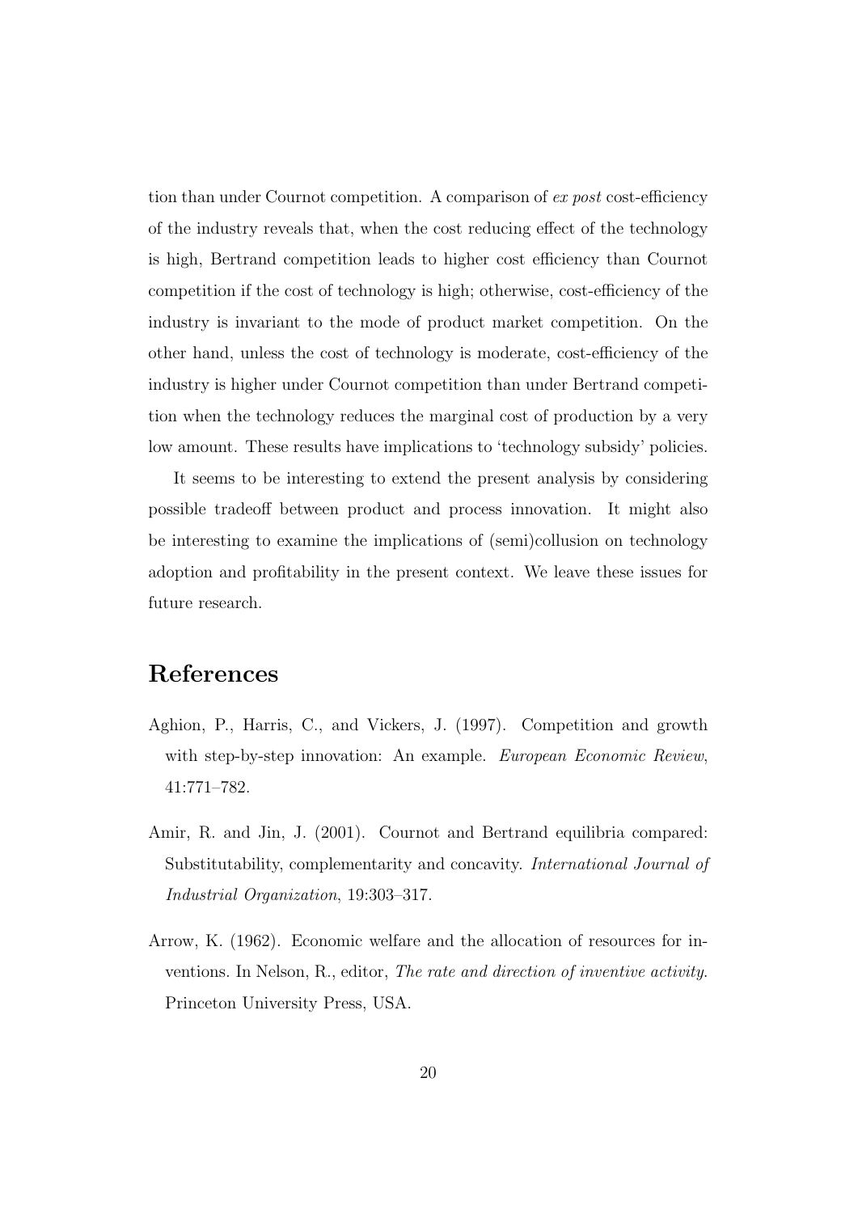tion than under Cournot competition. A comparison of *ex post* cost-efficiency of the industry reveals that, when the cost reducing effect of the technology is high, Bertrand competition leads to higher cost efficiency than Cournot competition if the cost of technology is high; otherwise, cost-efficiency of the industry is invariant to the mode of product market competition. On the other hand, unless the cost of technology is moderate, cost-efficiency of the industry is higher under Cournot competition than under Bertrand competition when the technology reduces the marginal cost of production by a very low amount. These results have implications to 'technology subsidy' policies.

It seems to be interesting to extend the present analysis by considering possible tradeoff between product and process innovation. It might also be interesting to examine the implications of (semi)collusion on technology adoption and profitability in the present context. We leave these issues for future research.

# References

Aghion, P., Harris, C., and Vickers, J. (1997). Competition and growth with step-by-step innovation: An example. *European Economic Review*, 41:771–782.

Amir, R. and Jin, J. (2001). Cournot and Bertrand equilibria compared: Substitutability, complementarity and concavity. *International Journal of Industrial Organization*, 19:303–317.

Arrow, K. (1962). Economic welfare and the allocation of resources for inventions. In Nelson, R., editor, *The rate and direction of inventive activity*. Princeton University Press, USA.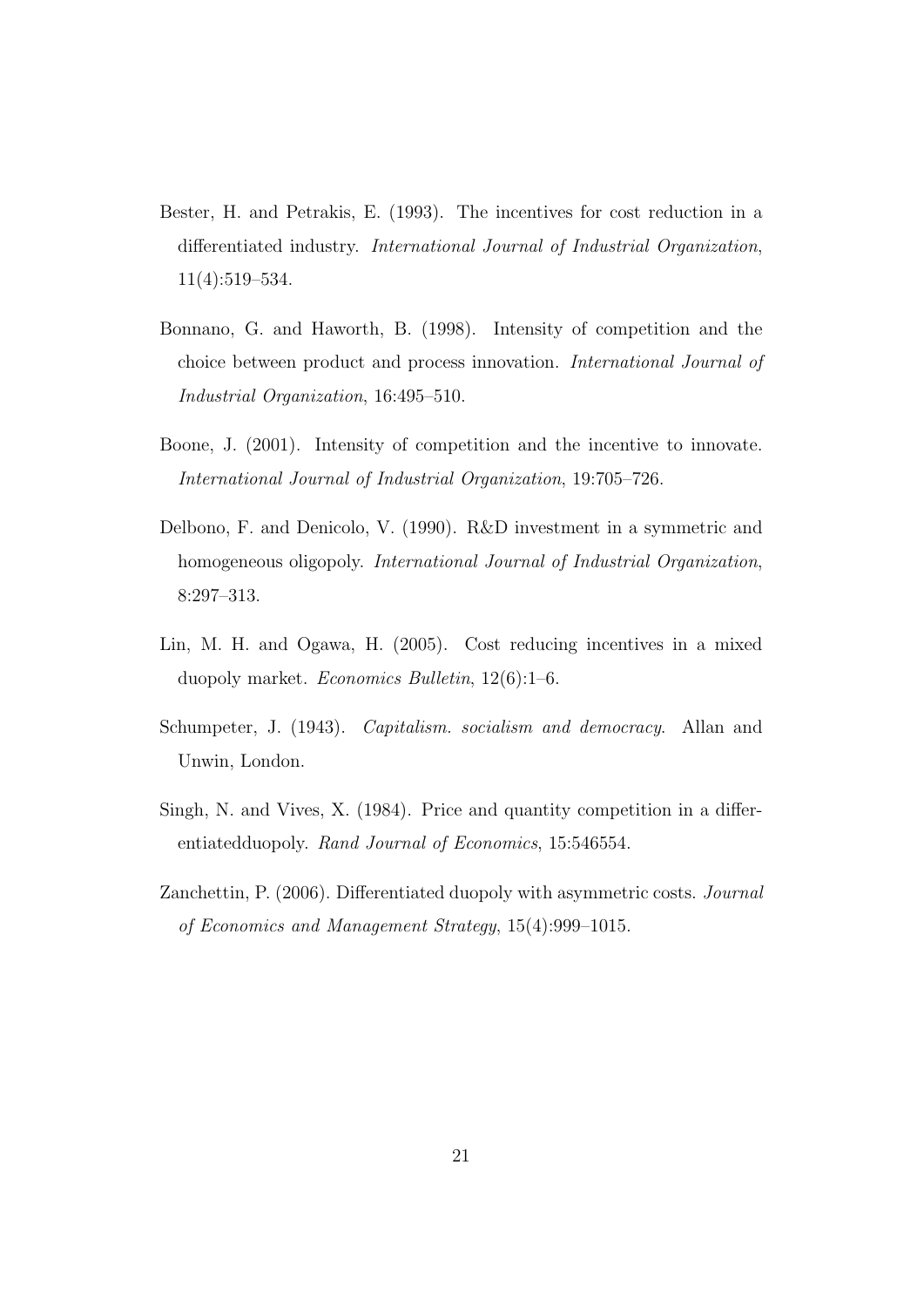Bester, H. and Petrakis, E. (1993). The incentives for cost reduction in a differentiated industry. *International Journal of Industrial Organization*, 11(4):519–534.

Bonnano, G. and Haworth, B. (1998). Intensity of competition and the choice between product and process innovation. *International Journal of Industrial Organization*, 16:495–510.

Boone, J. (2001). Intensity of competition and the incentive to innovate. *International Journal of Industrial Organization*, 19:705–726.

Delbono, F. and Denicolo, V. (1990). R&D investment in a symmetric and homogeneous oligopoly. *International Journal of Industrial Organization*, 8:297–313.

Lin, M. H. and Ogawa, H. (2005). Cost reducing incentives in a mixed duopoly market. *Economics Bulletin*, 12(6):1–6.

Schumpeter, J. (1943). *Capitalism. socialism and democracy*. Allan and Unwin, London.

Singh, N. and Vives, X. (1984). Price and quantity competition in a differentiatedduopoly. *Rand Journal of Economics*, 15:546554.

Zanchettin, P. (2006). Differentiated duopoly with asymmetric costs. *Journal of Economics and Management Strategy*, 15(4):999–1015.